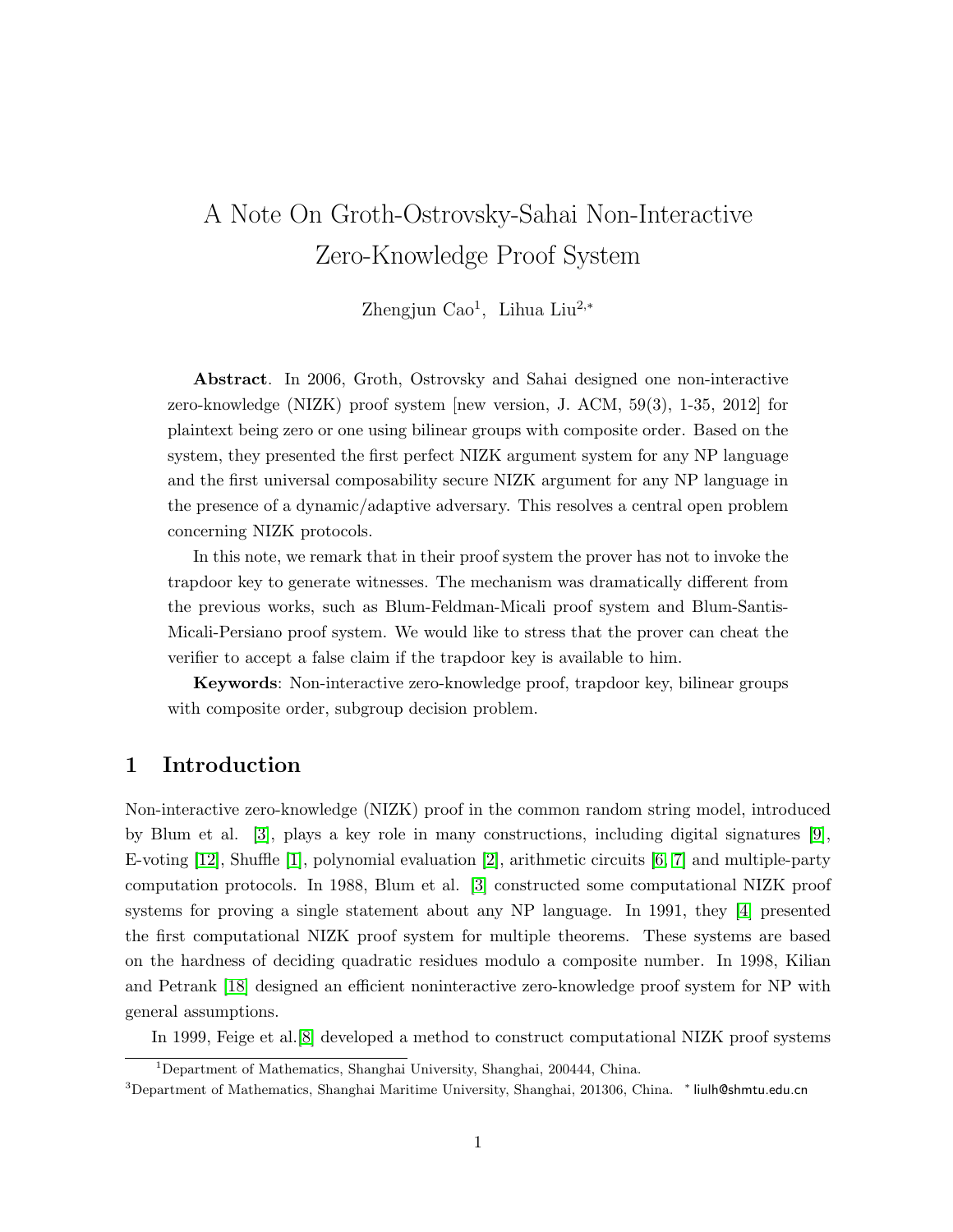# A Note On Groth-Ostrovsky-Sahai Non-Interactive Zero-Knowledge Proof System

Zhengjun Cao[1], Lihua Liu[2,*]

**Abstract**. In 2006, Groth, Ostrovsky and Sahai designed one non-interactive zero-knowledge (NIZK) proof system [new version, J. ACM, 59(3), 1-35, 2012] for plaintext being zero or one using bilinear groups with composite order. Based on the system, they presented the first perfect NIZK argument system for any NP language and the first universal composability secure NIZK argument for any NP language in the presence of a dynamic/adaptive adversary. This resolves a central open problem concerning NIZK protocols.

In this note, we remark that in their proof system the prover has not to invoke the trapdoor key to generate witnesses. The mechanism was dramatically different from the previous works, such as Blum-Feldman-Micali proof system and Blum-Santis-Micali-Persiano proof system. We would like to stress that the prover can cheat the verifier to accept a false claim if the trapdoor key is available to him.

**Keywords**: Non-interactive zero-knowledge proof, trapdoor key, bilinear groups with composite order, subgroup decision problem.

## 1 Introduction

Non-interactive zero-knowledge (NIZK) proof in the common random string model, introduced by Blum et al. [3], plays a key role in many constructions, including digital signatures [9], E-voting [12], Shuffle [1], polynomial evaluation [2], arithmetic circuits [6, 7] and multiple-party computation protocols. In 1988, Blum et al. [3] constructed some computational NIZK proof systems for proving a single statement about any NP language. In 1991, they [4] presented the first computational NIZK proof system for multiple theorems. These systems are based on the hardness of deciding quadratic residues modulo a composite number. In 1998, Kilian and Petrank [18] designed an efficient noninteractive zero-knowledge proof system for NP with general assumptions.

In 1999, Feige et al.[8] developed a method to construct computational NIZK proof systems

---

[1]Department of Mathematics, Shanghai University, Shanghai, 200444, China.

[3]Department of Mathematics, Shanghai Maritime University, Shanghai, 201306, China. * liulh@shmtu.edu.cn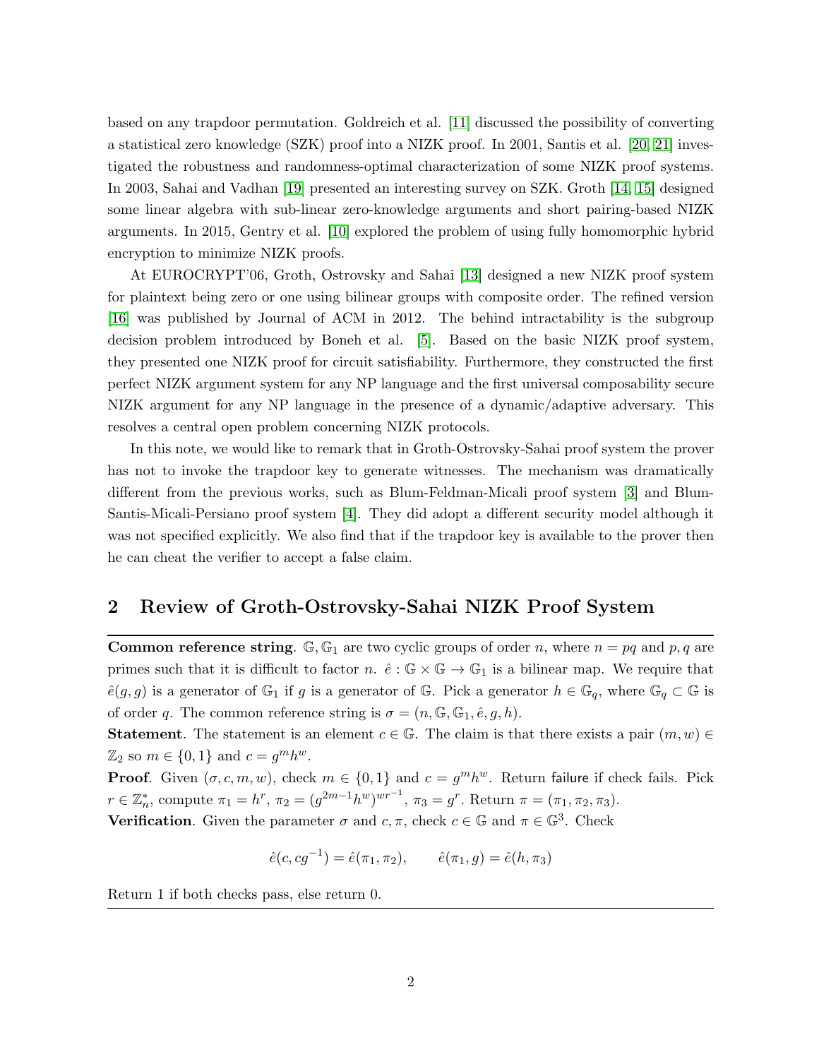based on any trapdoor permutation. Goldreich et al. [11] discussed the possibility of converting a statistical zero knowledge (SZK) proof into a NIZK proof. In 2001, Santis et al. [20, 21] investigated the robustness and randomness-optimal characterization of some NIZK proof systems. In 2003, Sahai and Vadhan [19] presented an interesting survey on SZK. Groth [14, 15] designed some linear algebra with sub-linear zero-knowledge arguments and short pairing-based NIZK arguments. In 2015, Gentry et al. [10] explored the problem of using fully homomorphic hybrid encryption to minimize NIZK proofs.

At EUROCRYPT'06, Groth, Ostrovsky and Sahai [13] designed a new NIZK proof system for plaintext being zero or one using bilinear groups with composite order. The refined version [16] was published by Journal of ACM in 2012. The behind intractability is the subgroup decision problem introduced by Boneh et al. [5]. Based on the basic NIZK proof system, they presented one NIZK proof for circuit satisfiability. Furthermore, they constructed the first perfect NIZK argument system for any NP language and the first universal composability secure NIZK argument for any NP language in the presence of a dynamic/adaptive adversary. This resolves a central open problem concerning NIZK protocols.

In this note, we would like to remark that in Groth-Ostrovsky-Sahai proof system the prover has not to invoke the trapdoor key to generate witnesses. The mechanism was dramatically different from the previous works, such as Blum-Feldman-Micali proof system [3] and Blum-Santis-Micali-Persiano proof system [4]. They did adopt a different security model although it was not specified explicitly. We also find that if the trapdoor key is available to the prover then he can cheat the verifier to accept a false claim.

## 2 Review of Groth-Ostrovsky-Sahai NIZK Proof System

---

**Common reference string**. $\mathbb{G}, \mathbb{G}_1$ are two cyclic groups of order $n$, where $n = pq$ and $p, q$ are primes such that it is difficult to factor $n$. $\hat{e} : \mathbb{G} \times \mathbb{G} \to \mathbb{G}_1$ is a bilinear map. We require that $\hat{e}(g, g)$ is a generator of $\mathbb{G}_1$ if $g$ is a generator of $\mathbb{G}$. Pick a generator $h \in \mathbb{G}_q$, where $\mathbb{G}_q \subset \mathbb{G}$ is of order $q$. The common reference string is $\sigma = (n, \mathbb{G}, \mathbb{G}_1, \hat{e}, g, h)$.

**Statement**. The statement is an element $c \in \mathbb{G}$. The claim is that there exists a pair $(m, w) \in \mathbb{Z}_2$ so $m \in \{0, 1\}$ and $c = g^m h^w$.

**Proof**. Given $(\sigma, c, m, w)$, check $m \in \{0, 1\}$ and $c = g^m h^w$. Return failure if check fails. Pick $r \in \mathbb{Z}_n^*$, compute $\pi_1 = h^r$, $\pi_2 = (g^{2m-1} h^w)^{wr^{-1}}$, $\pi_3 = g^r$. Return $\pi = (\pi_1, \pi_2, \pi_3)$.

**Verification**. Given the parameter $\sigma$ and $c, \pi$, check $c \in \mathbb{G}$ and $\pi \in \mathbb{G}^3$. Check

$$\hat{e}(c, cg^{-1}) = \hat{e}(\pi_1, \pi_2), \qquad \hat{e}(\pi_1, g) = \hat{e}(h, \pi_3)$$

Return 1 if both checks pass, else return 0.

---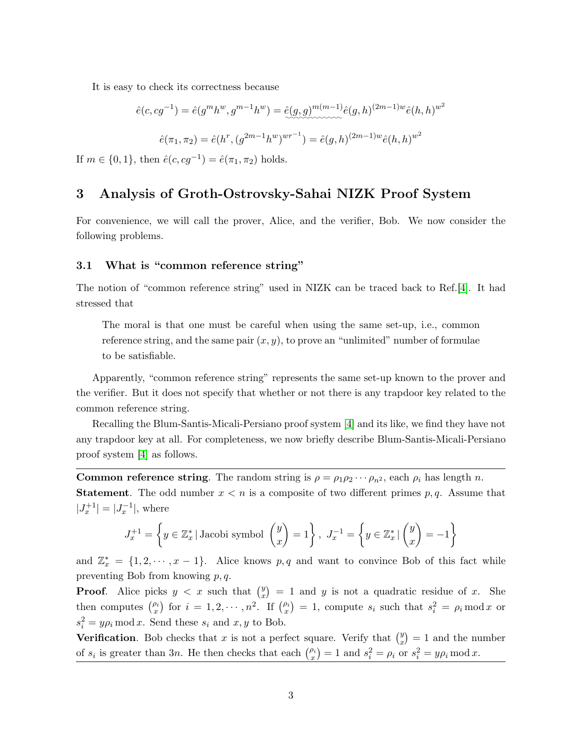It is easy to check its correctness because

$$\hat{e}(c, cg^{-1}) = \hat{e}(g^m h^w, g^{m-1} h^w) = \underset{\sim\sim\sim\sim}{\hat{e}(g,g)^{m(m-1)}} \hat{e}(g,h)^{(2m-1)w} \hat{e}(h,h)^{w^2}$$

$$\hat{e}(\pi_1, \pi_2) = \hat{e}(h^r, (g^{2m-1} h^w)^{wr^{-1}}) = \hat{e}(g,h)^{(2m-1)w} \hat{e}(h,h)^{w^2}$$

If $m \in \{0, 1\}$, then $\hat{e}(c, cg^{-1}) = \hat{e}(\pi_1, \pi_2)$ holds.

# 3 Analysis of Groth-Ostrovsky-Sahai NIZK Proof System

For convenience, we will call the prover, Alice, and the verifier, Bob. We now consider the following problems.

## 3.1 What is "common reference string"

The notion of "common reference string" used in NIZK can be traced back to Ref.[4]. It had stressed that

> The moral is that one must be careful when using the same set-up, i.e., common reference string, and the same pair $(x, y)$, to prove an "unlimited" number of formulae to be satisfiable.

Apparently, "common reference string" represents the same set-up known to the prover and the verifier. But it does not specify that whether or not there is any trapdoor key related to the common reference string.

Recalling the Blum-Santis-Micali-Persiano proof system [4] and its like, we find they have not any trapdoor key at all. For completeness, we now briefly describe Blum-Santis-Micali-Persiano proof system [4] as follows.

---

**Common reference string**. The random string is $\rho = \rho_1 \rho_2 \cdots \rho_{n^2}$, each $\rho_i$ has length $n$.
**Statement**. The odd number $x < n$ is a composite of two different primes $p, q$. Assume that $|J_x^{+1}| = |J_x^{-1}|$, where

$$J_x^{+1} = \left\{ y \in \mathbb{Z}_x^* \,|\, \text{Jacobi symbol } \begin{pmatrix} y \\ x \end{pmatrix} = 1 \right\}, \; J_x^{-1} = \left\{ y \in \mathbb{Z}_x^* \,|\, \begin{pmatrix} y \\ x \end{pmatrix} = -1 \right\}$$

and $\mathbb{Z}_x^* = \{1, 2, \cdots, x-1\}$. Alice knows $p, q$ and want to convince Bob of this fact while preventing Bob from knowing $p, q$.
**Proof**. Alice picks $y < x$ such that $\binom{y}{x} = 1$ and $y$ is not a quadratic residue of $x$. She then computes $\binom{\rho_i}{x}$ for $i = 1, 2, \cdots, n^2$. If $\binom{\rho_i}{x} = 1$, compute $s_i$ such that $s_i^2 = \rho_i \bmod x$ or $s_i^2 = y\rho_i \bmod x$. Send these $s_i$ and $x, y$ to Bob.
**Verification**. Bob checks that $x$ is not a perfect square. Verify that $\binom{y}{x} = 1$ and the number of $s_i$ is greater than $3n$. He then checks that each $\binom{\rho_i}{x} = 1$ and $s_i^2 = \rho_i$ or $s_i^2 = y\rho_i \bmod x$.

---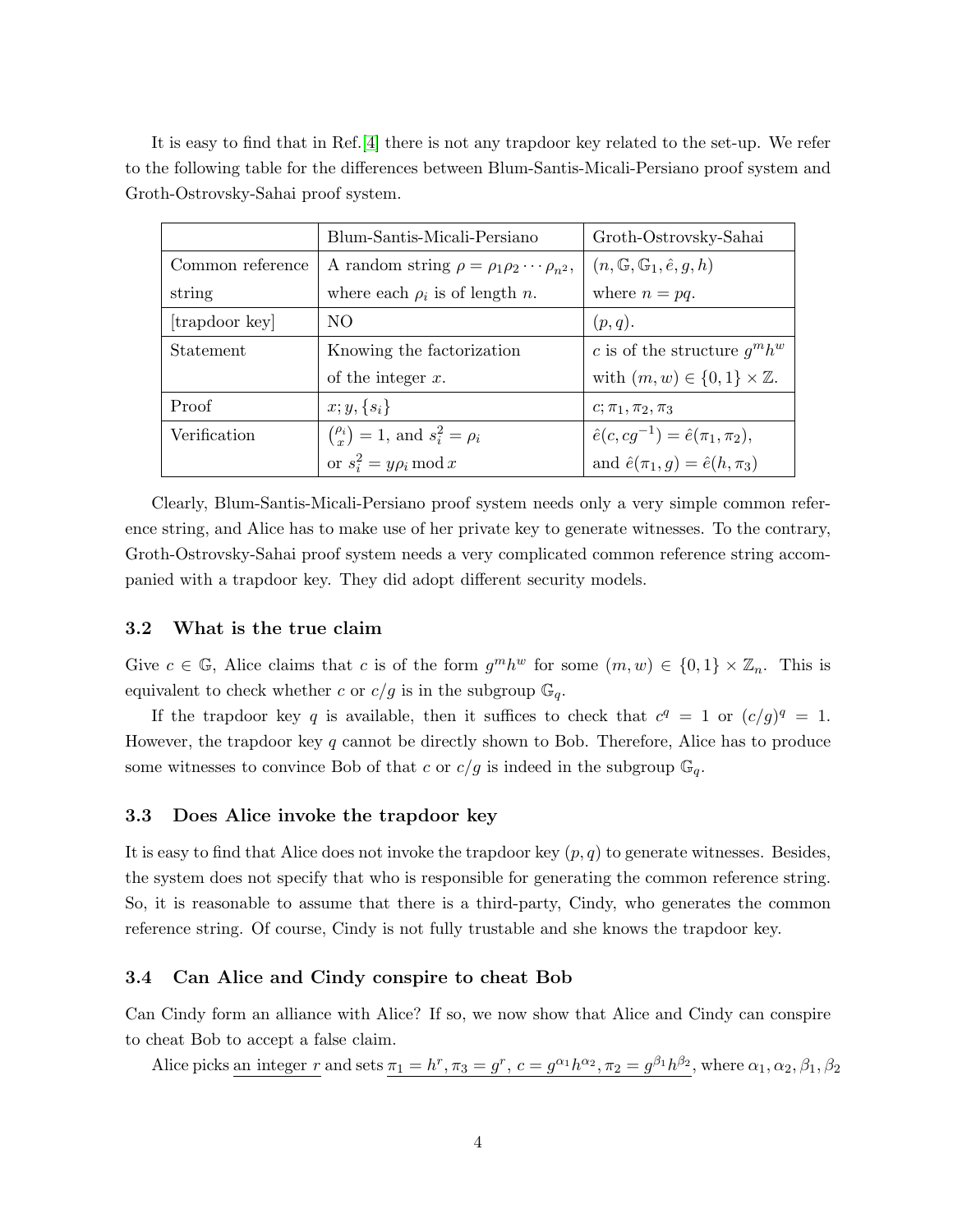It is easy to find that in Ref.[4] there is not any trapdoor key related to the set-up. We refer to the following table for the differences between Blum-Santis-Micali-Persiano proof system and Groth-Ostrovsky-Sahai proof system.

| | Blum-Santis-Micali-Persiano | Groth-Ostrovsky-Sahai |
|---|---|---|
| Common reference string | A random string $\rho = \rho_1\rho_2\cdots\rho_{n^2}$, where each $\rho_i$ is of length $n$. | $(n, \mathbb{G}, \mathbb{G}_1, \hat{e}, g, h)$ where $n = pq$. |
| [trapdoor key] | NO | $(p, q)$. |
| Statement | Knowing the factorization of the integer $x$. | $c$ is of the structure $g^m h^w$ with $(m, w) \in \{0, 1\} \times \mathbb{Z}$. |
| Proof | $x; y, \{s_i\}$ | $c; \pi_1, \pi_2, \pi_3$ |
| Verification | $\binom{\rho_i}{x} = 1$, and $s_i^2 = \rho_i$ or $s_i^2 = y\rho_i \bmod x$ | $\hat{e}(c, cg^{-1}) = \hat{e}(\pi_1, \pi_2)$, and $\hat{e}(\pi_1, g) = \hat{e}(h, \pi_3)$ |

Clearly, Blum-Santis-Micali-Persiano proof system needs only a very simple common reference string, and Alice has to make use of her private key to generate witnesses. To the contrary, Groth-Ostrovsky-Sahai proof system needs a very complicated common reference string accompanied with a trapdoor key. They did adopt different security models.

### 3.2 What is the true claim

Give $c \in \mathbb{G}$, Alice claims that $c$ is of the form $g^m h^w$ for some $(m, w) \in \{0, 1\} \times \mathbb{Z}_n$. This is equivalent to check whether $c$ or $c/g$ is in the subgroup $\mathbb{G}_q$.

If the trapdoor key $q$ is available, then it suffices to check that $c^q = 1$ or $(c/g)^q = 1$. However, the trapdoor key $q$ cannot be directly shown to Bob. Therefore, Alice has to produce some witnesses to convince Bob of that $c$ or $c/g$ is indeed in the subgroup $\mathbb{G}_q$.

### 3.3 Does Alice invoke the trapdoor key

It is easy to find that Alice does not invoke the trapdoor key $(p, q)$ to generate witnesses. Besides, the system does not specify that who is responsible for generating the common reference string. So, it is reasonable to assume that there is a third-party, Cindy, who generates the common reference string. Of course, Cindy is not fully trustable and she knows the trapdoor key.

### 3.4 Can Alice and Cindy conspire to cheat Bob

Can Cindy form an alliance with Alice? If so, we now show that Alice and Cindy can conspire to cheat Bob to accept a false claim.

Alice picks an integer $r$ and sets $\pi_1 = h^r, \pi_3 = g^r, c = g^{\alpha_1} h^{\alpha_2}, \pi_2 = g^{\beta_1} h^{\beta_2}$, where $\alpha_1, \alpha_2, \beta_1, \beta_2$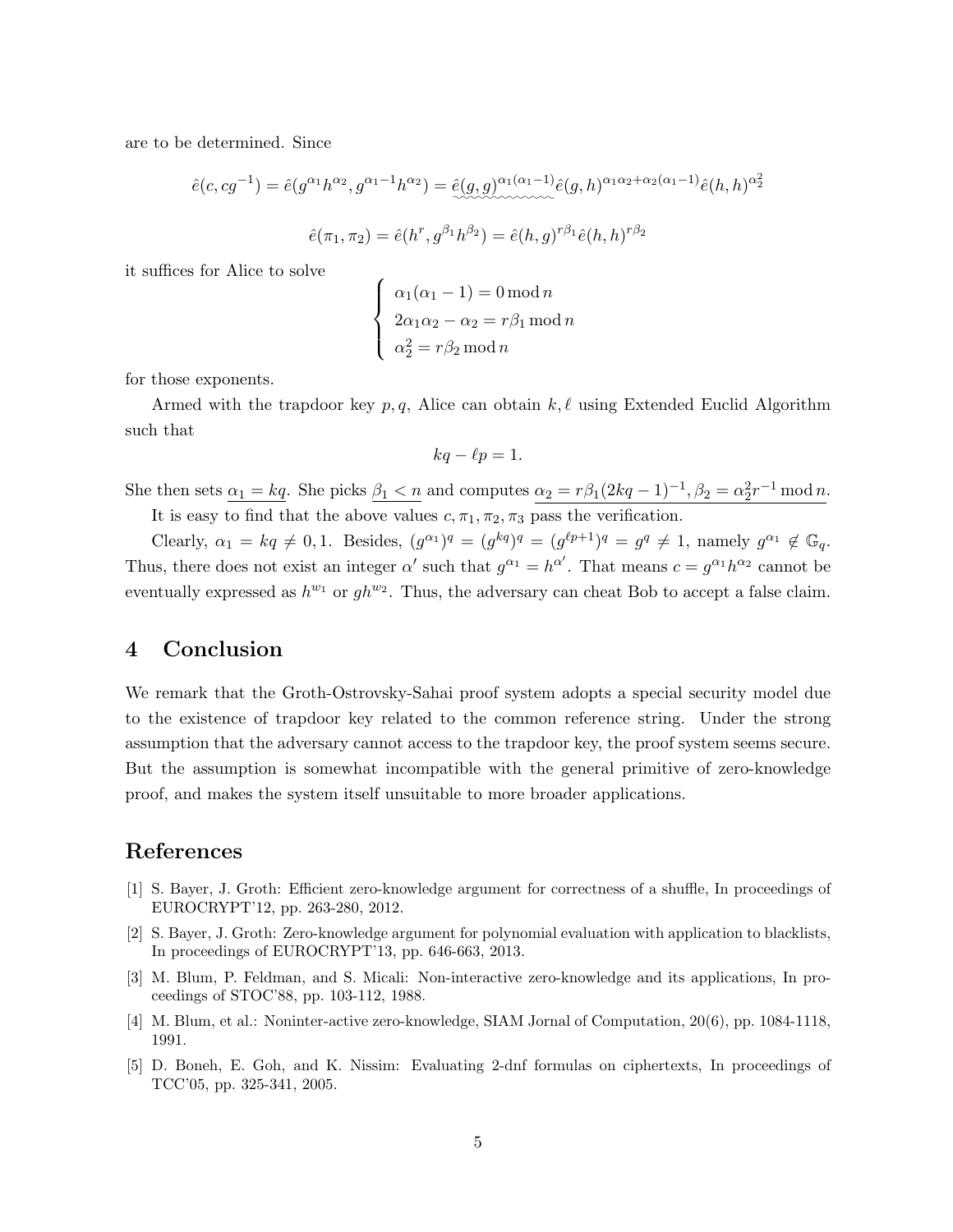are to be determined. Since

$$\hat{e}(c, cg^{-1}) = \hat{e}(g^{\alpha_1}h^{\alpha_2}, g^{\alpha_1 - 1}h^{\alpha_2}) = \underset{\sim\sim\sim\sim\sim}{\hat{e}(g,g)^{\alpha_1(\alpha_1-1)}}\hat{e}(g,h)^{\alpha_1\alpha_2 + \alpha_2(\alpha_1-1)}\hat{e}(h,h)^{\alpha_2^2}$$

$$\hat{e}(\pi_1, \pi_2) = \hat{e}(h^r, g^{\beta_1}h^{\beta_2}) = \hat{e}(h,g)^{r\beta_1}\hat{e}(h,h)^{r\beta_2}$$

it suffices for Alice to solve

$$\begin{cases} \alpha_1(\alpha_1 - 1) = 0 \bmod n \\ 2\alpha_1\alpha_2 - \alpha_2 = r\beta_1 \bmod n \\ \alpha_2^2 = r\beta_2 \bmod n \end{cases}$$

for those exponents.

Armed with the trapdoor key $p, q$, Alice can obtain $k, \ell$ using Extended Euclid Algorithm such that

$$kq - \ell p = 1.$$

She then sets $\underline{\alpha_1 = kq}$. She picks $\underline{\beta_1 < n}$ and computes $\underline{\alpha_2 = r\beta_1(2kq-1)^{-1}, \beta_2 = \alpha_2^2 r^{-1} \bmod n}$.

It is easy to find that the above values $c, \pi_1, \pi_2, \pi_3$ pass the verification.

Clearly, $\alpha_1 = kq \neq 0, 1$. Besides, $(g^{\alpha_1})^q = (g^{kq})^q = (g^{\ell p+1})^q = g^q \neq 1$, namely $g^{\alpha_1} \notin \mathbb{G}_q$. Thus, there does not exist an integer $\alpha'$ such that $g^{\alpha_1} = h^{\alpha'}$. That means $c = g^{\alpha_1}h^{\alpha_2}$ cannot be eventually expressed as $h^{w_1}$ or $gh^{w_2}$. Thus, the adversary can cheat Bob to accept a false claim.

## 4 Conclusion

We remark that the Groth-Ostrovsky-Sahai proof system adopts a special security model due to the existence of trapdoor key related to the common reference string. Under the strong assumption that the adversary cannot access to the trapdoor key, the proof system seems secure. But the assumption is somewhat incompatible with the general primitive of zero-knowledge proof, and makes the system itself unsuitable to more broader applications.

## References

[1] S. Bayer, J. Groth: Efficient zero-knowledge argument for correctness of a shuffle, In proceedings of EUROCRYPT'12, pp. 263-280, 2012.

[2] S. Bayer, J. Groth: Zero-knowledge argument for polynomial evaluation with application to blacklists, In proceedings of EUROCRYPT'13, pp. 646-663, 2013.

[3] M. Blum, P. Feldman, and S. Micali: Non-interactive zero-knowledge and its applications, In proceedings of STOC'88, pp. 103-112, 1988.

[4] M. Blum, et al.: Noninter-active zero-knowledge, SIAM Jornal of Computation, 20(6), pp. 1084-1118, 1991.

[5] D. Boneh, E. Goh, and K. Nissim: Evaluating 2-dnf formulas on ciphertexts, In proceedings of TCC'05, pp. 325-341, 2005.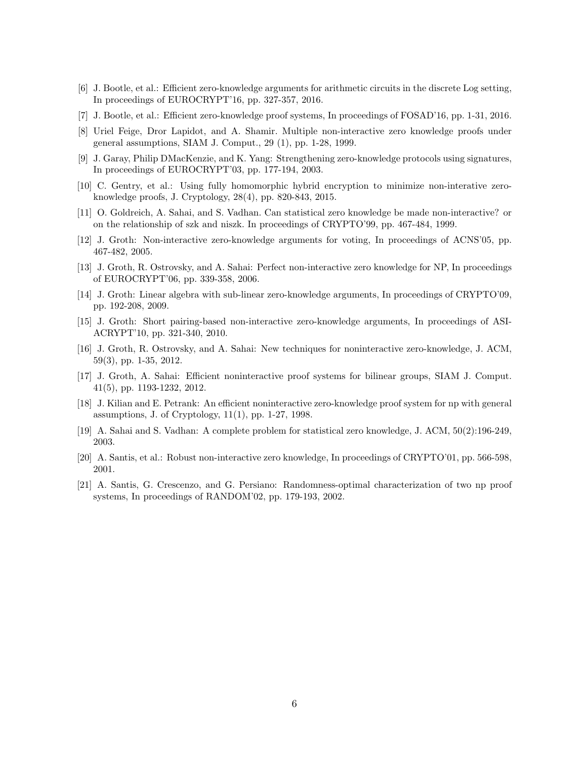[6] J. Bootle, et al.: Efficient zero-knowledge arguments for arithmetic circuits in the discrete Log setting, In proceedings of EUROCRYPT'16, pp. 327-357, 2016.

[7] J. Bootle, et al.: Efficient zero-knowledge proof systems, In proceedings of FOSAD'16, pp. 1-31, 2016.

[8] Uriel Feige, Dror Lapidot, and A. Shamir. Multiple non-interactive zero knowledge proofs under general assumptions, SIAM J. Comput., 29 (1), pp. 1-28, 1999.

[9] J. Garay, Philip DMacKenzie, and K. Yang: Strengthening zero-knowledge protocols using signatures, In proceedings of EUROCRYPT'03, pp. 177-194, 2003.

[10] C. Gentry, et al.: Using fully homomorphic hybrid encryption to minimize non-interative zero-knowledge proofs, J. Cryptology, 28(4), pp. 820-843, 2015.

[11] O. Goldreich, A. Sahai, and S. Vadhan. Can statistical zero knowledge be made non-interactive? or on the relationship of szk and niszk. In proceedings of CRYPTO'99, pp. 467-484, 1999.

[12] J. Groth: Non-interactive zero-knowledge arguments for voting, In proceedings of ACNS'05, pp. 467-482, 2005.

[13] J. Groth, R. Ostrovsky, and A. Sahai: Perfect non-interactive zero knowledge for NP, In proceedings of EUROCRYPT'06, pp. 339-358, 2006.

[14] J. Groth: Linear algebra with sub-linear zero-knowledge arguments, In proceedings of CRYPTO'09, pp. 192-208, 2009.

[15] J. Groth: Short pairing-based non-interactive zero-knowledge arguments, In proceedings of ASIACRYPT'10, pp. 321-340, 2010.

[16] J. Groth, R. Ostrovsky, and A. Sahai: New techniques for noninteractive zero-knowledge, J. ACM, 59(3), pp. 1-35, 2012.

[17] J. Groth, A. Sahai: Efficient noninteractive proof systems for bilinear groups, SIAM J. Comput. 41(5), pp. 1193-1232, 2012.

[18] J. Kilian and E. Petrank: An efficient noninteractive zero-knowledge proof system for np with general assumptions, J. of Cryptology, 11(1), pp. 1-27, 1998.

[19] A. Sahai and S. Vadhan: A complete problem for statistical zero knowledge, J. ACM, 50(2):196-249, 2003.

[20] A. Santis, et al.: Robust non-interactive zero knowledge, In proceedings of CRYPTO'01, pp. 566-598, 2001.

[21] A. Santis, G. Crescenzo, and G. Persiano: Randomness-optimal characterization of two np proof systems, In proceedings of RANDOM'02, pp. 179-193, 2002.